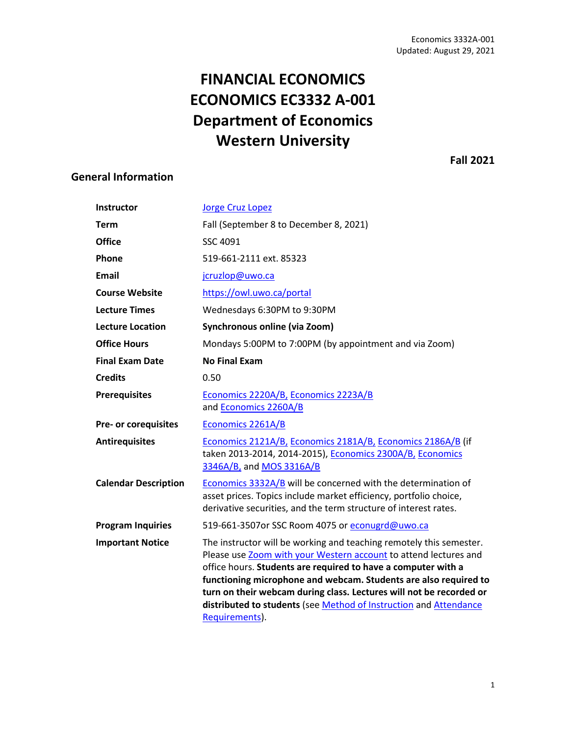Economics 3332A-001
Updated: August 29, 2021

# FINANCIAL ECONOMICS
# ECONOMICS EC3332 A-001
# Department of Economics
# Western University

**Fall 2021**

## General Information

| | |
|---|---|
| **Instructor** | Jorge Cruz Lopez |
| **Term** | Fall (September 8 to December 8, 2021) |
| **Office** | SSC 4091 |
| **Phone** | 519-661-2111 ext. 85323 |
| **Email** | jcruzlop@uwo.ca |
| **Course Website** | https://owl.uwo.ca/portal |
| **Lecture Times** | Wednesdays 6:30PM to 9:30PM |
| **Lecture Location** | **Synchronous online (via Zoom)** |
| **Office Hours** | Mondays 5:00PM to 7:00PM (by appointment and via Zoom) |
| **Final Exam Date** | **No Final Exam** |
| **Credits** | 0.50 |
| **Prerequisites** | Economics 2220A/B, Economics 2223A/B and Economics 2260A/B |
| **Pre- or corequisites** | Economics 2261A/B |
| **Antirequisites** | Economics 2121A/B, Economics 2181A/B, Economics 2186A/B (if taken 2013-2014, 2014-2015), Economics 2300A/B, Economics 3346A/B, and MOS 3316A/B |
| **Calendar Description** | Economics 3332A/B will be concerned with the determination of asset prices. Topics include market efficiency, portfolio choice, derivative securities, and the term structure of interest rates. |
| **Program Inquiries** | 519-661-3507or SSC Room 4075 or econugrd@uwo.ca |
| **Important Notice** | The instructor will be working and teaching remotely this semester. Please use Zoom with your Western account to attend lectures and office hours. **Students are required to have a computer with a functioning microphone and webcam. Students are also required to turn on their webcam during class. Lectures will not be recorded or distributed to students** (see Method of Instruction and Attendance Requirements). |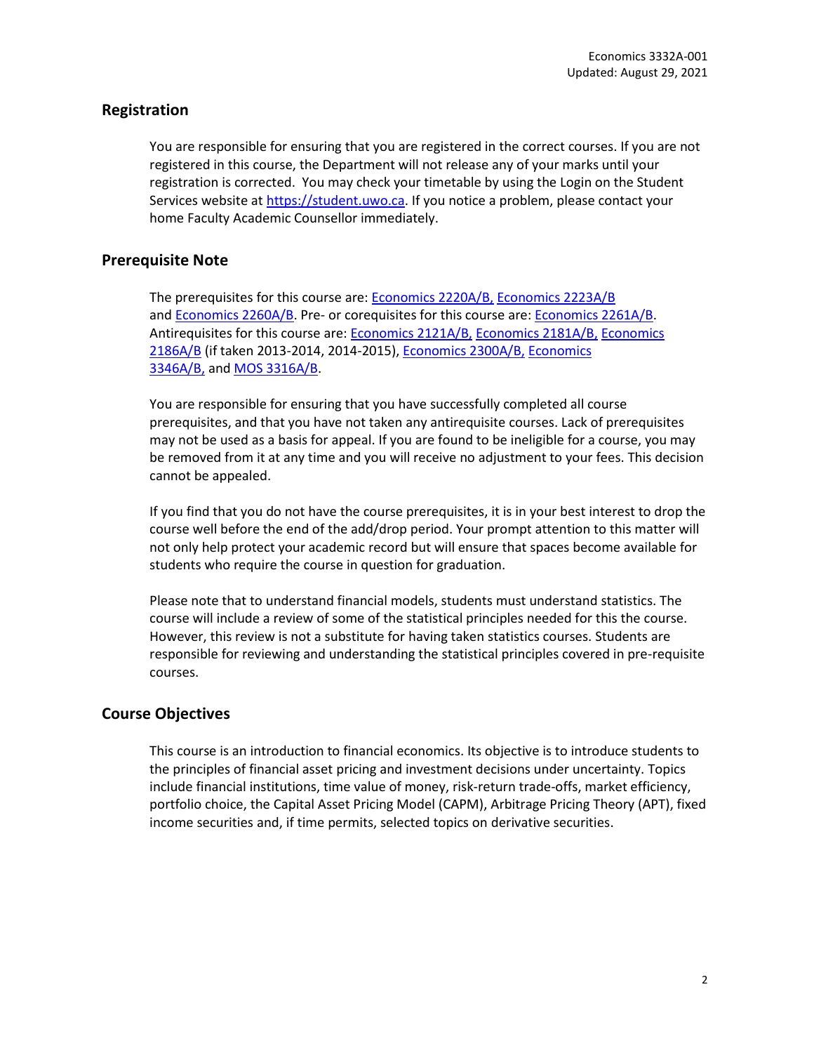## Registration

You are responsible for ensuring that you are registered in the correct courses. If you are not registered in this course, the Department will not release any of your marks until your registration is corrected. You may check your timetable by using the Login on the Student Services website at https://student.uwo.ca. If you notice a problem, please contact your home Faculty Academic Counsellor immediately.

## Prerequisite Note

The prerequisites for this course are: Economics 2220A/B, Economics 2223A/B and Economics 2260A/B. Pre- or corequisites for this course are: Economics 2261A/B. Antirequisites for this course are: Economics 2121A/B, Economics 2181A/B, Economics 2186A/B (if taken 2013-2014, 2014-2015), Economics 2300A/B, Economics 3346A/B, and MOS 3316A/B.

You are responsible for ensuring that you have successfully completed all course prerequisites, and that you have not taken any antirequisite courses. Lack of prerequisites may not be used as a basis for appeal. If you are found to be ineligible for a course, you may be removed from it at any time and you will receive no adjustment to your fees. This decision cannot be appealed.

If you find that you do not have the course prerequisites, it is in your best interest to drop the course well before the end of the add/drop period. Your prompt attention to this matter will not only help protect your academic record but will ensure that spaces become available for students who require the course in question for graduation.

Please note that to understand financial models, students must understand statistics. The course will include a review of some of the statistical principles needed for this the course. However, this review is not a substitute for having taken statistics courses. Students are responsible for reviewing and understanding the statistical principles covered in pre-requisite courses.

## Course Objectives

This course is an introduction to financial economics. Its objective is to introduce students to the principles of financial asset pricing and investment decisions under uncertainty. Topics include financial institutions, time value of money, risk-return trade-offs, market efficiency, portfolio choice, the Capital Asset Pricing Model (CAPM), Arbitrage Pricing Theory (APT), fixed income securities and, if time permits, selected topics on derivative securities.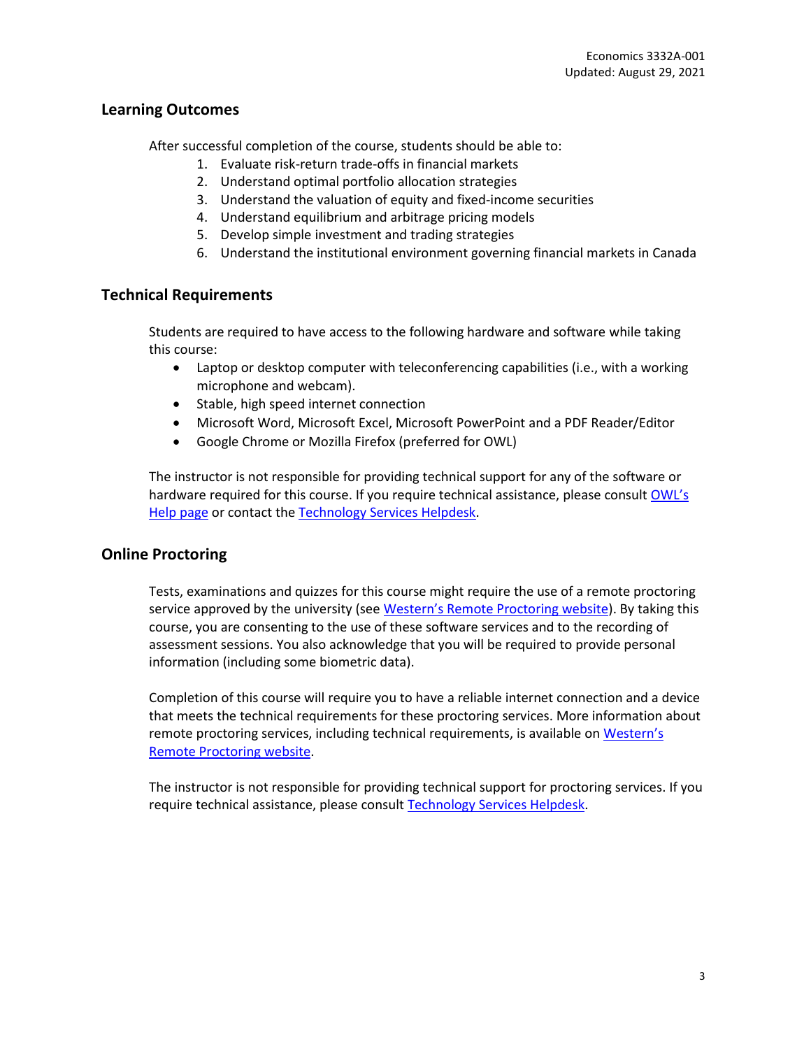## Learning Outcomes

After successful completion of the course, students should be able to:

1. Evaluate risk-return trade-offs in financial markets
2. Understand optimal portfolio allocation strategies
3. Understand the valuation of equity and fixed-income securities
4. Understand equilibrium and arbitrage pricing models
5. Develop simple investment and trading strategies
6. Understand the institutional environment governing financial markets in Canada

## Technical Requirements

Students are required to have access to the following hardware and software while taking this course:

- Laptop or desktop computer with teleconferencing capabilities (i.e., with a working microphone and webcam).
- Stable, high speed internet connection
- Microsoft Word, Microsoft Excel, Microsoft PowerPoint and a PDF Reader/Editor
- Google Chrome or Mozilla Firefox (preferred for OWL)

The instructor is not responsible for providing technical support for any of the software or hardware required for this course. If you require technical assistance, please consult OWL's Help page or contact the Technology Services Helpdesk.

## Online Proctoring

Tests, examinations and quizzes for this course might require the use of a remote proctoring service approved by the university (see Western's Remote Proctoring website). By taking this course, you are consenting to the use of these software services and to the recording of assessment sessions. You also acknowledge that you will be required to provide personal information (including some biometric data).

Completion of this course will require you to have a reliable internet connection and a device that meets the technical requirements for these proctoring services. More information about remote proctoring services, including technical requirements, is available on Western's Remote Proctoring website.

The instructor is not responsible for providing technical support for proctoring services. If you require technical assistance, please consult Technology Services Helpdesk.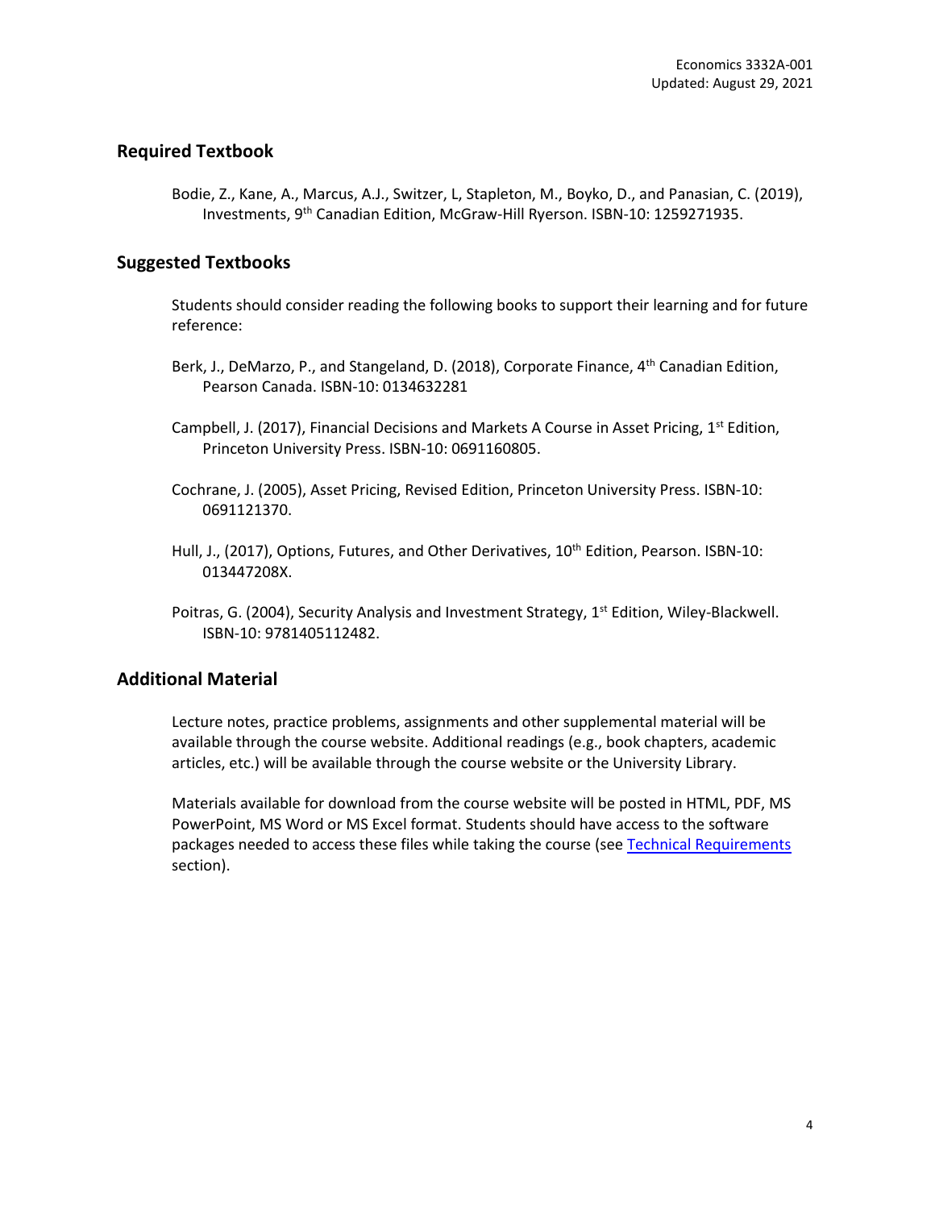## Required Textbook

Bodie, Z., Kane, A., Marcus, A.J., Switzer, L, Stapleton, M., Boyko, D., and Panasian, C. (2019), Investments, 9th Canadian Edition, McGraw-Hill Ryerson. ISBN-10: 1259271935.

## Suggested Textbooks

Students should consider reading the following books to support their learning and for future reference:

Berk, J., DeMarzo, P., and Stangeland, D. (2018), Corporate Finance, 4th Canadian Edition, Pearson Canada. ISBN-10: 0134632281

Campbell, J. (2017), Financial Decisions and Markets A Course in Asset Pricing, 1st Edition, Princeton University Press. ISBN-10: 0691160805.

Cochrane, J. (2005), Asset Pricing, Revised Edition, Princeton University Press. ISBN-10: 0691121370.

Hull, J., (2017), Options, Futures, and Other Derivatives, 10th Edition, Pearson. ISBN-10: 013447208X.

Poitras, G. (2004), Security Analysis and Investment Strategy, 1st Edition, Wiley-Blackwell. ISBN-10: 9781405112482.

## Additional Material

Lecture notes, practice problems, assignments and other supplemental material will be available through the course website. Additional readings (e.g., book chapters, academic articles, etc.) will be available through the course website or the University Library.

Materials available for download from the course website will be posted in HTML, PDF, MS PowerPoint, MS Word or MS Excel format. Students should have access to the software packages needed to access these files while taking the course (see Technical Requirements section).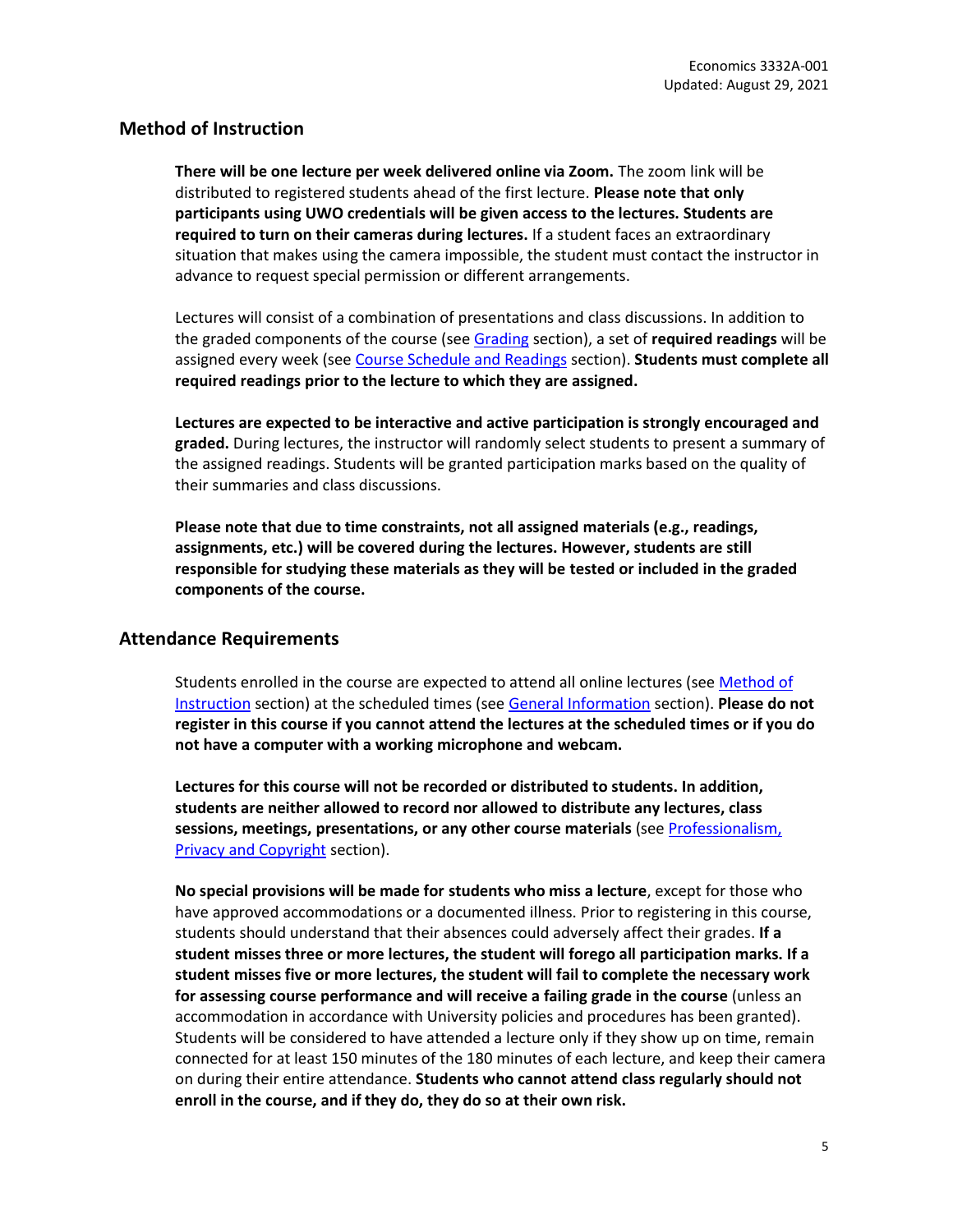## Method of Instruction

**There will be one lecture per week delivered online via Zoom.** The zoom link will be distributed to registered students ahead of the first lecture. **Please note that only participants using UWO credentials will be given access to the lectures. Students are required to turn on their cameras during lectures.** If a student faces an extraordinary situation that makes using the camera impossible, the student must contact the instructor in advance to request special permission or different arrangements.

Lectures will consist of a combination of presentations and class discussions. In addition to the graded components of the course (see Grading section), a set of **required readings** will be assigned every week (see Course Schedule and Readings section). **Students must complete all required readings prior to the lecture to which they are assigned.**

**Lectures are expected to be interactive and active participation is strongly encouraged and graded.** During lectures, the instructor will randomly select students to present a summary of the assigned readings. Students will be granted participation marks based on the quality of their summaries and class discussions.

**Please note that due to time constraints, not all assigned materials (e.g., readings, assignments, etc.) will be covered during the lectures. However, students are still responsible for studying these materials as they will be tested or included in the graded components of the course.**

## Attendance Requirements

Students enrolled in the course are expected to attend all online lectures (see Method of Instruction section) at the scheduled times (see General Information section). **Please do not register in this course if you cannot attend the lectures at the scheduled times or if you do not have a computer with a working microphone and webcam.**

**Lectures for this course will not be recorded or distributed to students. In addition, students are neither allowed to record nor allowed to distribute any lectures, class sessions, meetings, presentations, or any other course materials** (see Professionalism, Privacy and Copyright section).

**No special provisions will be made for students who miss a lecture**, except for those who have approved accommodations or a documented illness. Prior to registering in this course, students should understand that their absences could adversely affect their grades. **If a student misses three or more lectures, the student will forego all participation marks. If a student misses five or more lectures, the student will fail to complete the necessary work for assessing course performance and will receive a failing grade in the course** (unless an accommodation in accordance with University policies and procedures has been granted). Students will be considered to have attended a lecture only if they show up on time, remain connected for at least 150 minutes of the 180 minutes of each lecture, and keep their camera on during their entire attendance. **Students who cannot attend class regularly should not enroll in the course, and if they do, they do so at their own risk.**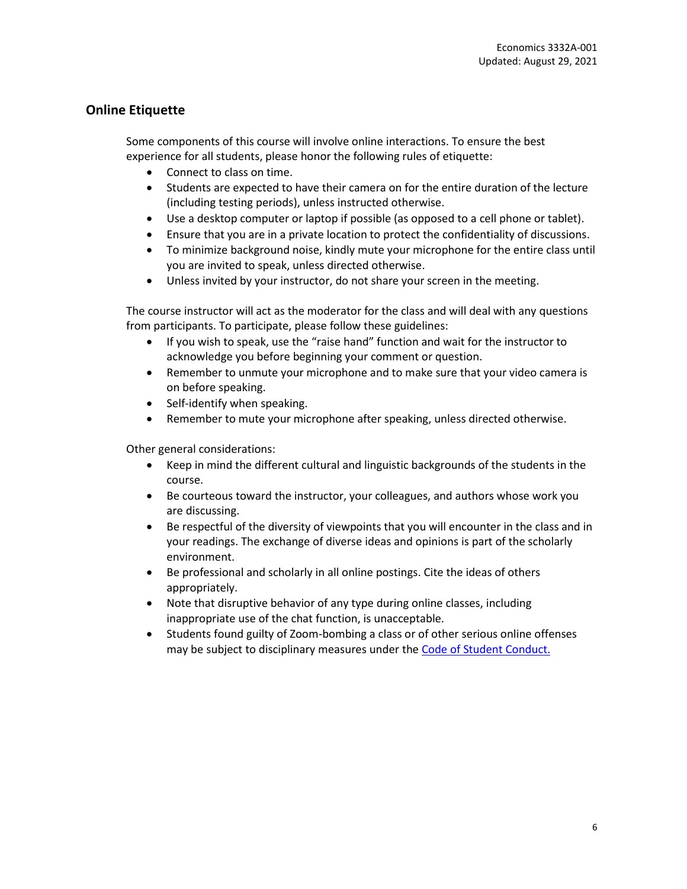## Online Etiquette

Some components of this course will involve online interactions. To ensure the best experience for all students, please honor the following rules of etiquette:

- Connect to class on time.
- Students are expected to have their camera on for the entire duration of the lecture (including testing periods), unless instructed otherwise.
- Use a desktop computer or laptop if possible (as opposed to a cell phone or tablet).
- Ensure that you are in a private location to protect the confidentiality of discussions.
- To minimize background noise, kindly mute your microphone for the entire class until you are invited to speak, unless directed otherwise.
- Unless invited by your instructor, do not share your screen in the meeting.

The course instructor will act as the moderator for the class and will deal with any questions from participants. To participate, please follow these guidelines:

- If you wish to speak, use the "raise hand" function and wait for the instructor to acknowledge you before beginning your comment or question.
- Remember to unmute your microphone and to make sure that your video camera is on before speaking.
- Self-identify when speaking.
- Remember to mute your microphone after speaking, unless directed otherwise.

Other general considerations:

- Keep in mind the different cultural and linguistic backgrounds of the students in the course.
- Be courteous toward the instructor, your colleagues, and authors whose work you are discussing.
- Be respectful of the diversity of viewpoints that you will encounter in the class and in your readings. The exchange of diverse ideas and opinions is part of the scholarly environment.
- Be professional and scholarly in all online postings. Cite the ideas of others appropriately.
- Note that disruptive behavior of any type during online classes, including inappropriate use of the chat function, is unacceptable.
- Students found guilty of Zoom-bombing a class or of other serious online offenses may be subject to disciplinary measures under the Code of Student Conduct.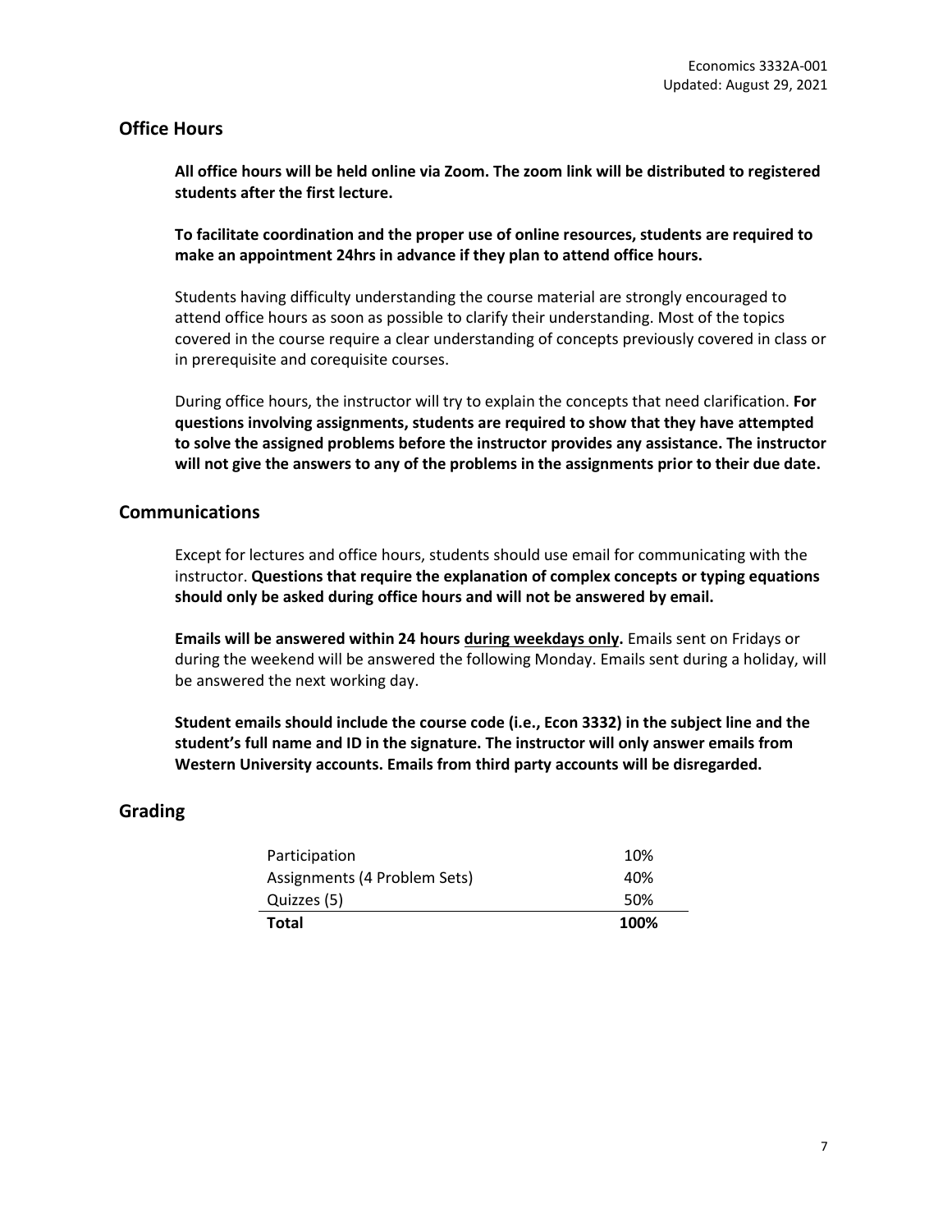## Office Hours

**All office hours will be held online via Zoom. The zoom link will be distributed to registered students after the first lecture.**

**To facilitate coordination and the proper use of online resources, students are required to make an appointment 24hrs in advance if they plan to attend office hours.**

Students having difficulty understanding the course material are strongly encouraged to attend office hours as soon as possible to clarify their understanding. Most of the topics covered in the course require a clear understanding of concepts previously covered in class or in prerequisite and corequisite courses.

During office hours, the instructor will try to explain the concepts that need clarification. **For questions involving assignments, students are required to show that they have attempted to solve the assigned problems before the instructor provides any assistance. The instructor will not give the answers to any of the problems in the assignments prior to their due date.**

## Communications

Except for lectures and office hours, students should use email for communicating with the instructor. **Questions that require the explanation of complex concepts or typing equations should only be asked during office hours and will not be answered by email.**

**Emails will be answered within 24 hours <u>during weekdays only</u>.** Emails sent on Fridays or during the weekend will be answered the following Monday. Emails sent during a holiday, will be answered the next working day.

**Student emails should include the course code (i.e., Econ 3332) in the subject line and the student's full name and ID in the signature. The instructor will only answer emails from Western University accounts. Emails from third party accounts will be disregarded.**

## Grading

| | |
|---|---|
| Participation | 10% |
| Assignments (4 Problem Sets) | 40% |
| Quizzes (5) | 50% |
| **Total** | **100%** |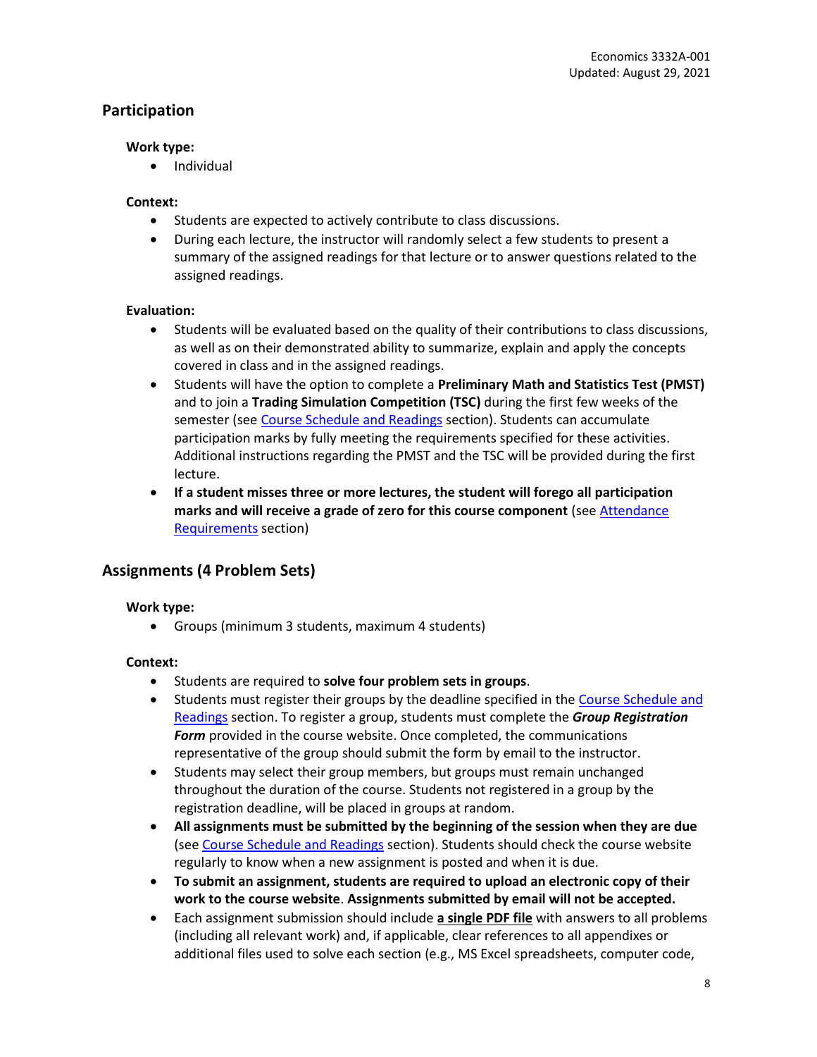## Participation

### Work type:

- Individual

### Context:

- Students are expected to actively contribute to class discussions.
- During each lecture, the instructor will randomly select a few students to present a summary of the assigned readings for that lecture or to answer questions related to the assigned readings.

### Evaluation:

- Students will be evaluated based on the quality of their contributions to class discussions, as well as on their demonstrated ability to summarize, explain and apply the concepts covered in class and in the assigned readings.
- Students will have the option to complete a **Preliminary Math and Statistics Test (PMST)** and to join a **Trading Simulation Competition (TSC)** during the first few weeks of the semester (see Course Schedule and Readings section). Students can accumulate participation marks by fully meeting the requirements specified for these activities. Additional instructions regarding the PMST and the TSC will be provided during the first lecture.
- **If a student misses three or more lectures, the student will forego all participation marks and will receive a grade of zero for this course component** (see Attendance Requirements section)

## Assignments (4 Problem Sets)

### Work type:

- Groups (minimum 3 students, maximum 4 students)

### Context:

- Students are required to **solve four problem sets in groups**.
- Students must register their groups by the deadline specified in the Course Schedule and Readings section. To register a group, students must complete the ***Group Registration Form*** provided in the course website. Once completed, the communications representative of the group should submit the form by email to the instructor.
- Students may select their group members, but groups must remain unchanged throughout the duration of the course. Students not registered in a group by the registration deadline, will be placed in groups at random.
- **All assignments must be submitted by the beginning of the session when they are due** (see Course Schedule and Readings section). Students should check the course website regularly to know when a new assignment is posted and when it is due.
- **To submit an assignment, students are required to upload an electronic copy of their work to the course website**. **Assignments submitted by email will not be accepted.**
- Each assignment submission should include **a single PDF file** with answers to all problems (including all relevant work) and, if applicable, clear references to all appendixes or additional files used to solve each section (e.g., MS Excel spreadsheets, computer code,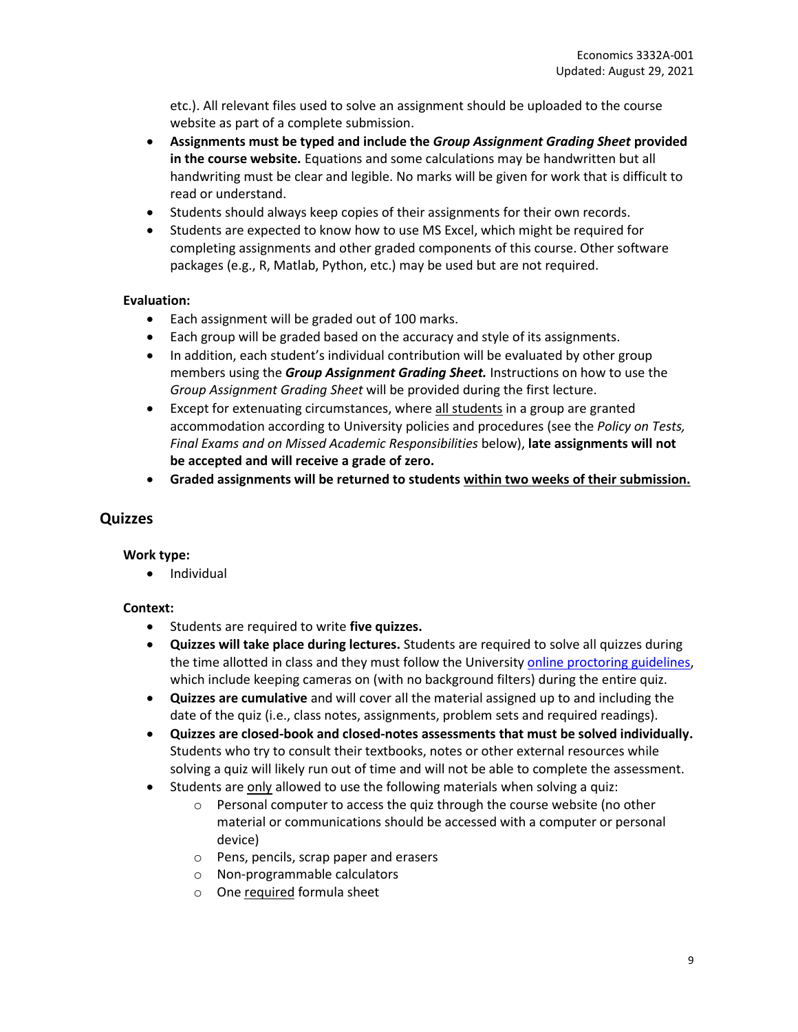etc.). All relevant files used to solve an assignment should be uploaded to the course website as part of a complete submission.

- **Assignments must be typed and include the *Group Assignment Grading Sheet* provided in the course website.** Equations and some calculations may be handwritten but all handwriting must be clear and legible. No marks will be given for work that is difficult to read or understand.
- Students should always keep copies of their assignments for their own records.
- Students are expected to know how to use MS Excel, which might be required for completing assignments and other graded components of this course. Other software packages (e.g., R, Matlab, Python, etc.) may be used but are not required.

**Evaluation:**

- Each assignment will be graded out of 100 marks.
- Each group will be graded based on the accuracy and style of its assignments.
- In addition, each student's individual contribution will be evaluated by other group members using the ***Group Assignment Grading Sheet.*** Instructions on how to use the *Group Assignment Grading Sheet* will be provided during the first lecture.
- Except for extenuating circumstances, where all students in a group are granted accommodation according to University policies and procedures (see the *Policy on Tests, Final Exams and on Missed Academic Responsibilities* below), **late assignments will not be accepted and will receive a grade of zero.**
- **Graded assignments will be returned to students within two weeks of their submission.**

## Quizzes

**Work type:**

- Individual

**Context:**

- Students are required to write **five quizzes.**
- **Quizzes will take place during lectures.** Students are required to solve all quizzes during the time allotted in class and they must follow the University online proctoring guidelines, which include keeping cameras on (with no background filters) during the entire quiz.
- **Quizzes are cumulative** and will cover all the material assigned up to and including the date of the quiz (i.e., class notes, assignments, problem sets and required readings).
- **Quizzes are closed-book and closed-notes assessments that must be solved individually.** Students who try to consult their textbooks, notes or other external resources while solving a quiz will likely run out of time and will not be able to complete the assessment.
- Students are only allowed to use the following materials when solving a quiz:
  - Personal computer to access the quiz through the course website (no other material or communications should be accessed with a computer or personal device)
  - Pens, pencils, scrap paper and erasers
  - Non-programmable calculators
  - One required formula sheet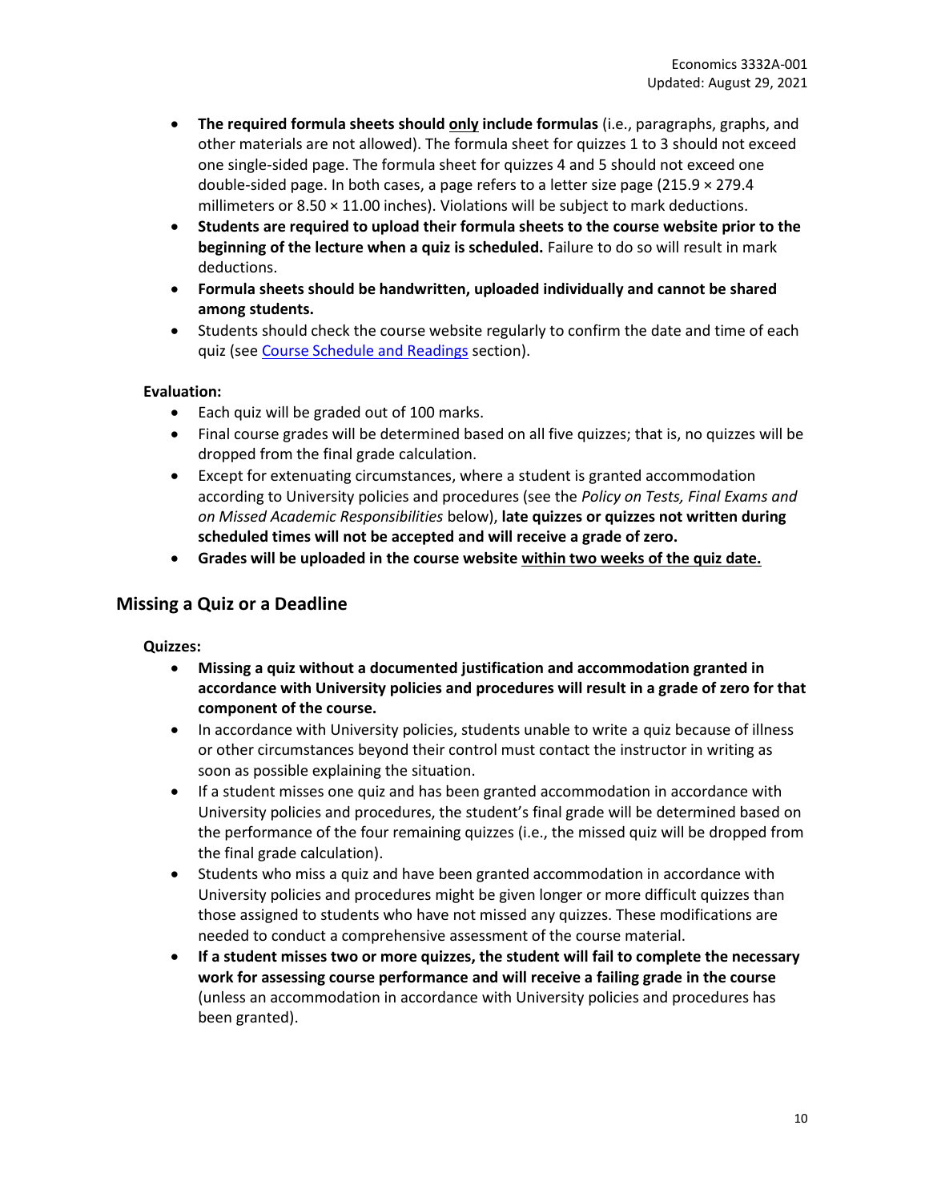- **The required formula sheets should <u>only</u> include formulas** (i.e., paragraphs, graphs, and other materials are not allowed). The formula sheet for quizzes 1 to 3 should not exceed one single-sided page. The formula sheet for quizzes 4 and 5 should not exceed one double-sided page. In both cases, a page refers to a letter size page (215.9 × 279.4 millimeters or 8.50 × 11.00 inches). Violations will be subject to mark deductions.
- **Students are required to upload their formula sheets to the course website prior to the beginning of the lecture when a quiz is scheduled.** Failure to do so will result in mark deductions.
- **Formula sheets should be handwritten, uploaded individually and cannot be shared among students.**
- Students should check the course website regularly to confirm the date and time of each quiz (see [Course Schedule and Readings]() section).

**Evaluation:**

- Each quiz will be graded out of 100 marks.
- Final course grades will be determined based on all five quizzes; that is, no quizzes will be dropped from the final grade calculation.
- Except for extenuating circumstances, where a student is granted accommodation according to University policies and procedures (see the *Policy on Tests, Final Exams and on Missed Academic Responsibilities* below), **late quizzes or quizzes not written during scheduled times will not be accepted and will receive a grade of zero.**
- **Grades will be uploaded in the course website <u>within two weeks of the quiz date.</u>**

## Missing a Quiz or a Deadline

**Quizzes:**

- **Missing a quiz without a documented justification and accommodation granted in accordance with University policies and procedures will result in a grade of zero for that component of the course.**
- In accordance with University policies, students unable to write a quiz because of illness or other circumstances beyond their control must contact the instructor in writing as soon as possible explaining the situation.
- If a student misses one quiz and has been granted accommodation in accordance with University policies and procedures, the student's final grade will be determined based on the performance of the four remaining quizzes (i.e., the missed quiz will be dropped from the final grade calculation).
- Students who miss a quiz and have been granted accommodation in accordance with University policies and procedures might be given longer or more difficult quizzes than those assigned to students who have not missed any quizzes. These modifications are needed to conduct a comprehensive assessment of the course material.
- **If a student misses two or more quizzes, the student will fail to complete the necessary work for assessing course performance and will receive a failing grade in the course** (unless an accommodation in accordance with University policies and procedures has been granted).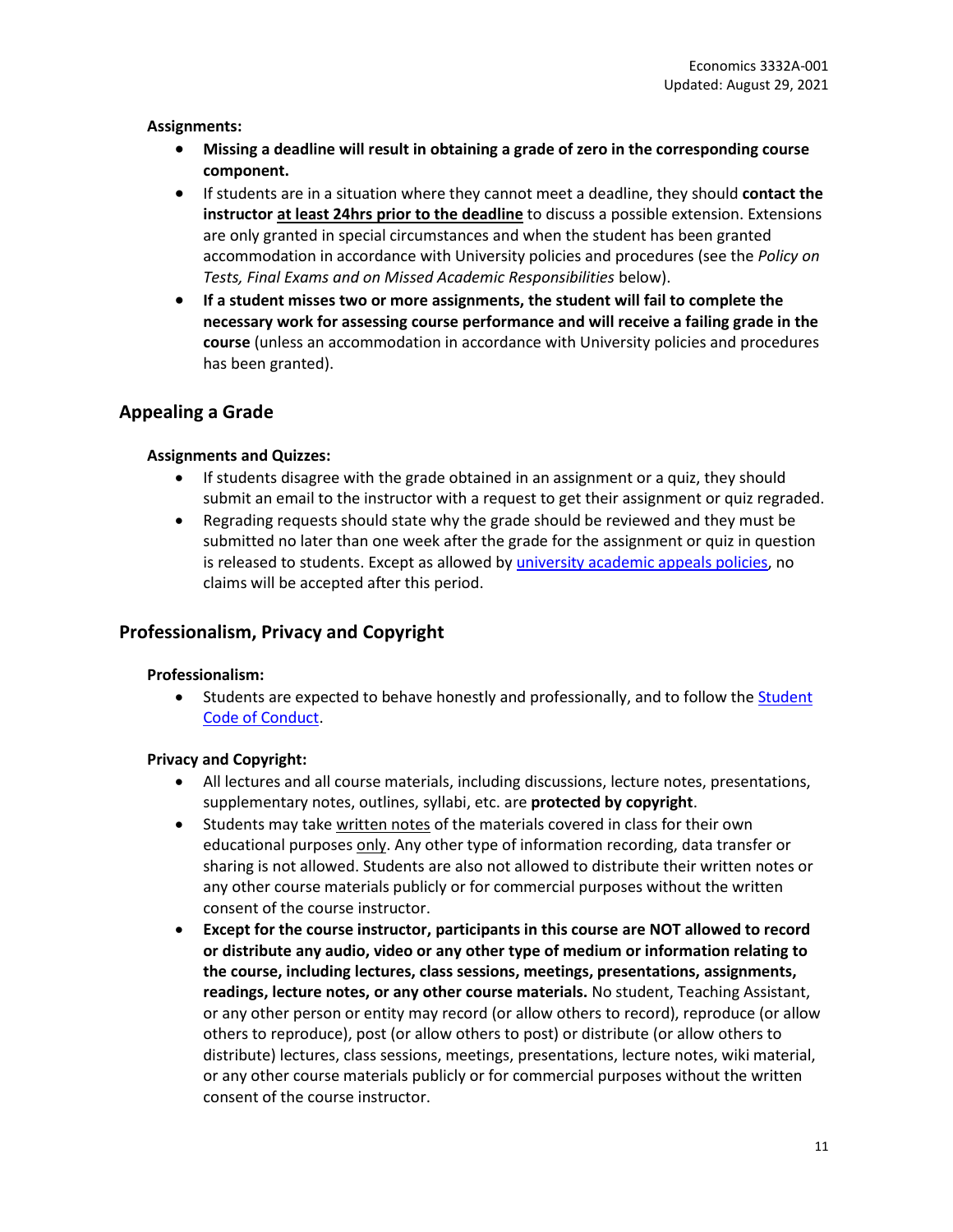**Assignments:**

- **Missing a deadline will result in obtaining a grade of zero in the corresponding course component.**
- If students are in a situation where they cannot meet a deadline, they should **contact the instructor at least 24hrs prior to the deadline** to discuss a possible extension. Extensions are only granted in special circumstances and when the student has been granted accommodation in accordance with University policies and procedures (see the *Policy on Tests, Final Exams and on Missed Academic Responsibilities* below).
- **If a student misses two or more assignments, the student will fail to complete the necessary work for assessing course performance and will receive a failing grade in the course** (unless an accommodation in accordance with University policies and procedures has been granted).

## Appealing a Grade

**Assignments and Quizzes:**

- If students disagree with the grade obtained in an assignment or a quiz, they should submit an email to the instructor with a request to get their assignment or quiz regraded.
- Regrading requests should state why the grade should be reviewed and they must be submitted no later than one week after the grade for the assignment or quiz in question is released to students. Except as allowed by university academic appeals policies, no claims will be accepted after this period.

## Professionalism, Privacy and Copyright

**Professionalism:**

- Students are expected to behave honestly and professionally, and to follow the Student Code of Conduct.

**Privacy and Copyright:**

- All lectures and all course materials, including discussions, lecture notes, presentations, supplementary notes, outlines, syllabi, etc. are **protected by copyright**.
- Students may take written notes of the materials covered in class for their own educational purposes only. Any other type of information recording, data transfer or sharing is not allowed. Students are also not allowed to distribute their written notes or any other course materials publicly or for commercial purposes without the written consent of the course instructor.
- **Except for the course instructor, participants in this course are NOT allowed to record or distribute any audio, video or any other type of medium or information relating to the course, including lectures, class sessions, meetings, presentations, assignments, readings, lecture notes, or any other course materials.** No student, Teaching Assistant, or any other person or entity may record (or allow others to record), reproduce (or allow others to reproduce), post (or allow others to post) or distribute (or allow others to distribute) lectures, class sessions, meetings, presentations, lecture notes, wiki material, or any other course materials publicly or for commercial purposes without the written consent of the course instructor.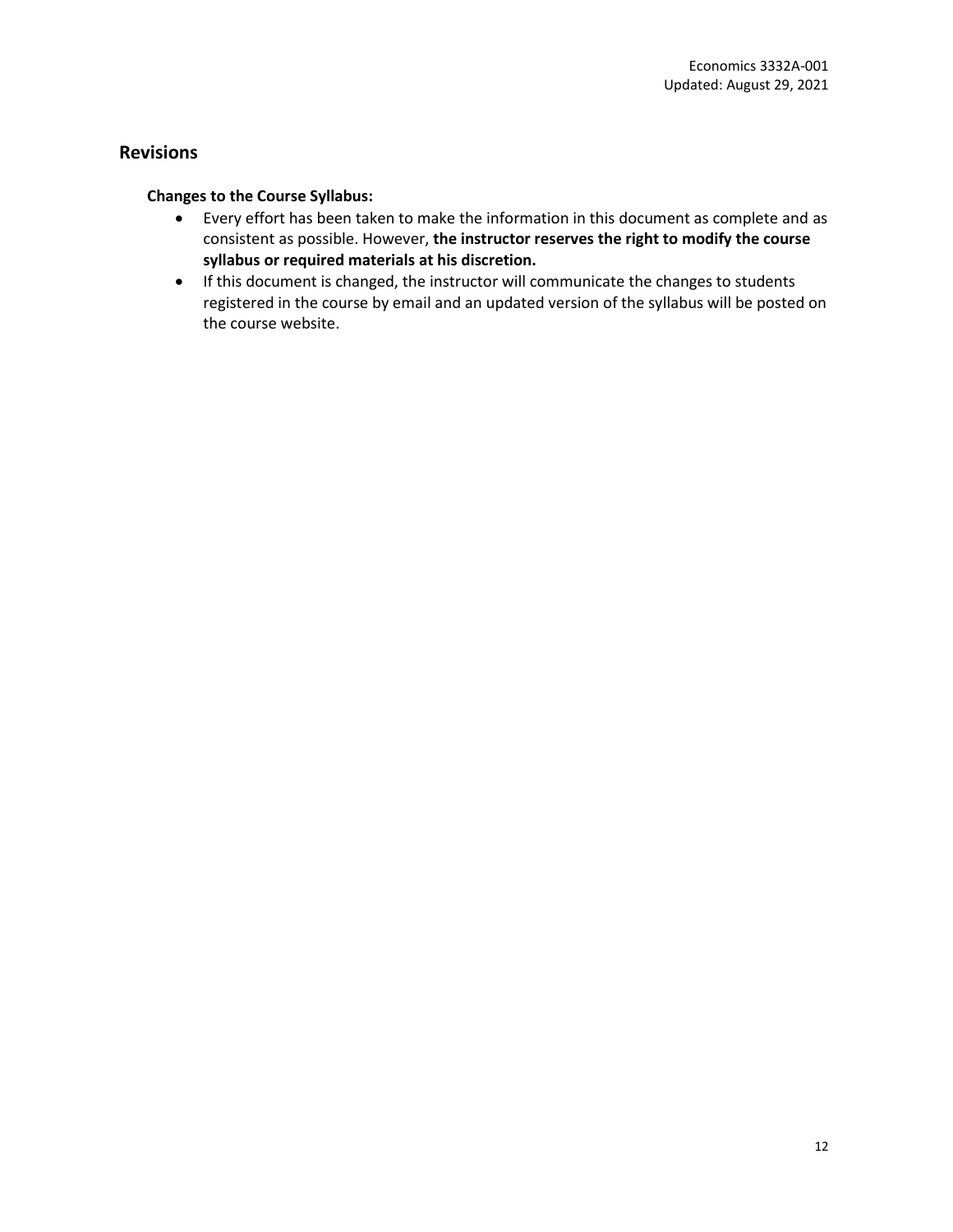## Revisions

**Changes to the Course Syllabus:**

- Every effort has been taken to make the information in this document as complete and as consistent as possible. However, **the instructor reserves the right to modify the course syllabus or required materials at his discretion.**
- If this document is changed, the instructor will communicate the changes to students registered in the course by email and an updated version of the syllabus will be posted on the course website.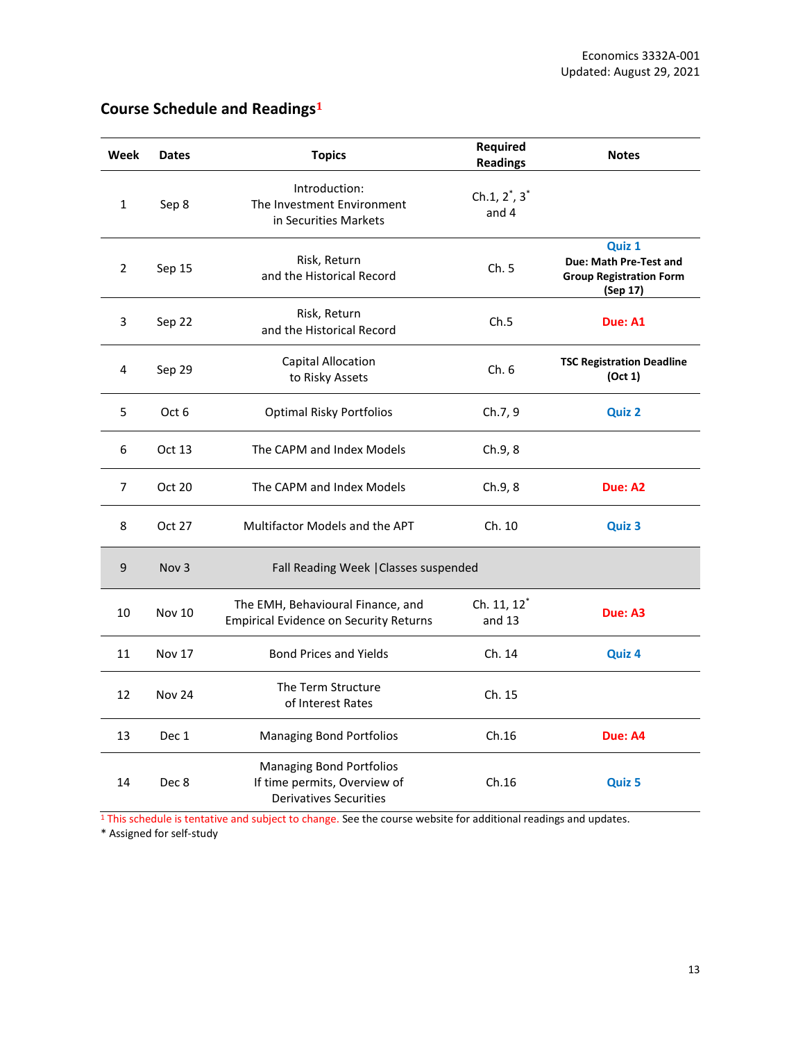## Course Schedule and Readings[1]

| Week | Dates | Topics | Required Readings | Notes |
|---|---|---|---|---|
| 1 | Sep 8 | Introduction: The Investment Environment in Securities Markets | Ch.1, 2*, 3* and 4 | |
| 2 | Sep 15 | Risk, Return and the Historical Record | Ch. 5 | **Quiz 1** **Due: Math Pre-Test and Group Registration Form (Sep 17)** |
| 3 | Sep 22 | Risk, Return and the Historical Record | Ch.5 | **Due: A1** |
| 4 | Sep 29 | Capital Allocation to Risky Assets | Ch. 6 | **TSC Registration Deadline (Oct 1)** |
| 5 | Oct 6 | Optimal Risky Portfolios | Ch.7, 9 | **Quiz 2** |
| 6 | Oct 13 | The CAPM and Index Models | Ch.9, 8 | |
| 7 | Oct 20 | The CAPM and Index Models | Ch.9, 8 | **Due: A2** |
| 8 | Oct 27 | Multifactor Models and the APT | Ch. 10 | **Quiz 3** |
| 9 | Nov 3 | Fall Reading Week \| Classes suspended | | |
| 10 | Nov 10 | The EMH, Behavioural Finance, and Empirical Evidence on Security Returns | Ch. 11, 12* and 13 | **Due: A3** |
| 11 | Nov 17 | Bond Prices and Yields | Ch. 14 | **Quiz 4** |
| 12 | Nov 24 | The Term Structure of Interest Rates | Ch. 15 | |
| 13 | Dec 1 | Managing Bond Portfolios | Ch.16 | **Due: A4** |
| 14 | Dec 8 | Managing Bond Portfolios If time permits, Overview of Derivatives Securities | Ch.16 | **Quiz 5** |

[1] This schedule is tentative and subject to change. See the course website for additional readings and updates.

\* Assigned for self-study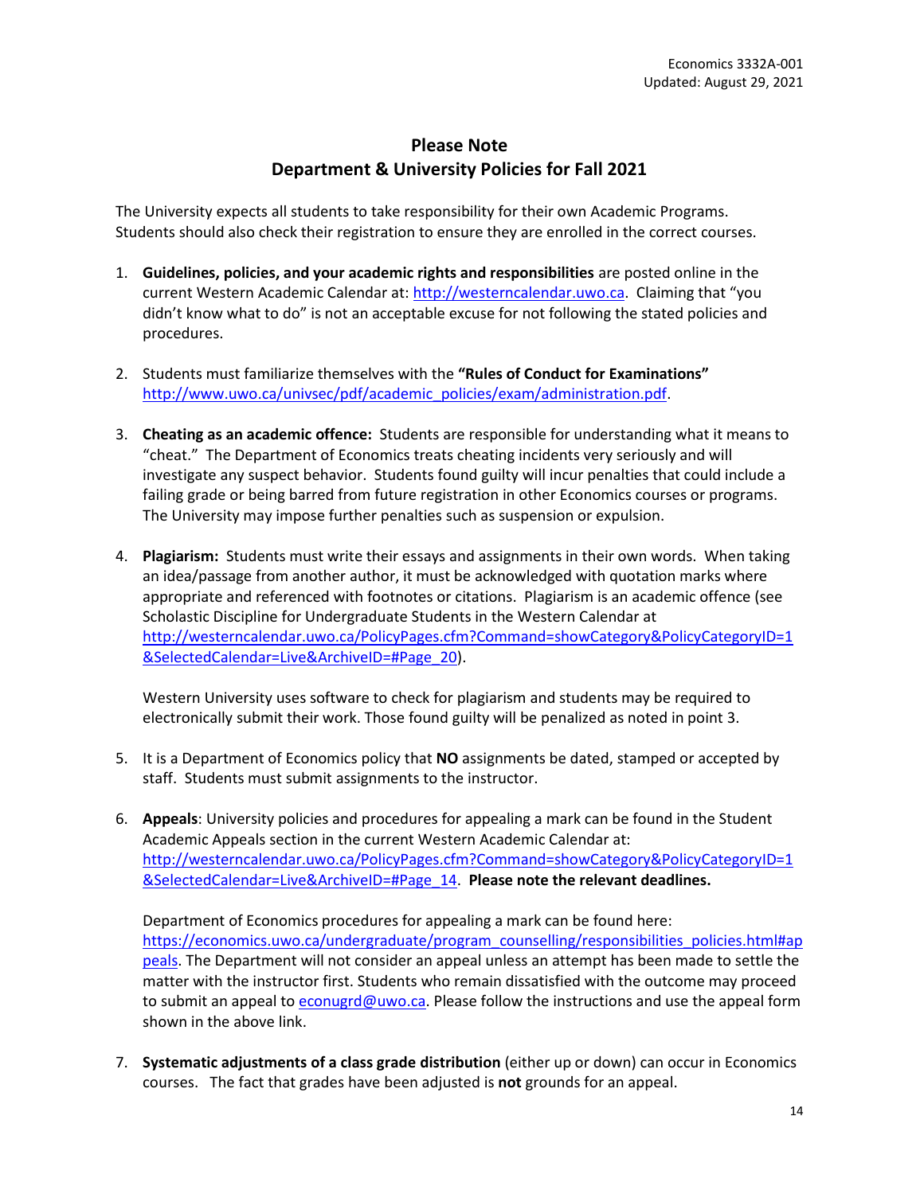## Please Note
## Department & University Policies for Fall 2021

The University expects all students to take responsibility for their own Academic Programs. Students should also check their registration to ensure they are enrolled in the correct courses.

1. **Guidelines, policies, and your academic rights and responsibilities** are posted online in the current Western Academic Calendar at: http://westerncalendar.uwo.ca. Claiming that "you didn't know what to do" is not an acceptable excuse for not following the stated policies and procedures.

2. Students must familiarize themselves with the **"Rules of Conduct for Examinations"** http://www.uwo.ca/univsec/pdf/academic_policies/exam/administration.pdf.

3. **Cheating as an academic offence:** Students are responsible for understanding what it means to "cheat." The Department of Economics treats cheating incidents very seriously and will investigate any suspect behavior. Students found guilty will incur penalties that could include a failing grade or being barred from future registration in other Economics courses or programs. The University may impose further penalties such as suspension or expulsion.

4. **Plagiarism:** Students must write their essays and assignments in their own words. When taking an idea/passage from another author, it must be acknowledged with quotation marks where appropriate and referenced with footnotes or citations. Plagiarism is an academic offence (see Scholastic Discipline for Undergraduate Students in the Western Calendar at http://westerncalendar.uwo.ca/PolicyPages.cfm?Command=showCategory&PolicyCategoryID=1&SelectedCalendar=Live&ArchiveID=#Page_20).

   Western University uses software to check for plagiarism and students may be required to electronically submit their work. Those found guilty will be penalized as noted in point 3.

5. It is a Department of Economics policy that **NO** assignments be dated, stamped or accepted by staff. Students must submit assignments to the instructor.

6. **Appeals**: University policies and procedures for appealing a mark can be found in the Student Academic Appeals section in the current Western Academic Calendar at: http://westerncalendar.uwo.ca/PolicyPages.cfm?Command=showCategory&PolicyCategoryID=1&SelectedCalendar=Live&ArchiveID=#Page_14. **Please note the relevant deadlines.**

   Department of Economics procedures for appealing a mark can be found here: https://economics.uwo.ca/undergraduate/program_counselling/responsibilities_policies.html#appeals. The Department will not consider an appeal unless an attempt has been made to settle the matter with the instructor first. Students who remain dissatisfied with the outcome may proceed to submit an appeal to econugrd@uwo.ca. Please follow the instructions and use the appeal form shown in the above link.

7. **Systematic adjustments of a class grade distribution** (either up or down) can occur in Economics courses. The fact that grades have been adjusted is **not** grounds for an appeal.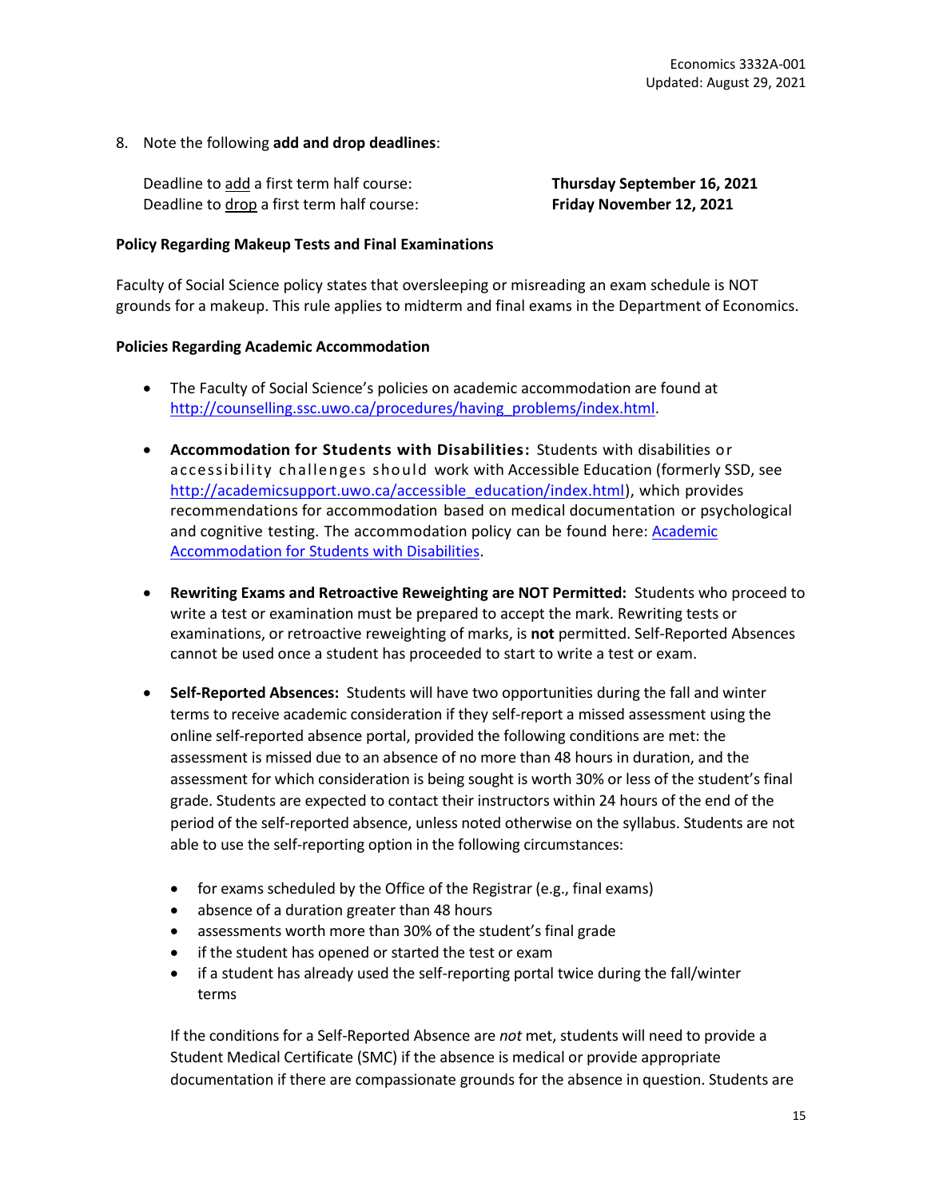8. Note the following **add and drop deadlines**:

| | |
|---|---|
| Deadline to <u>add</u> a first term half course: | **Thursday September 16, 2021** |
| Deadline to <u>drop</u> a first term half course: | **Friday November 12, 2021** |

**Policy Regarding Makeup Tests and Final Examinations**

Faculty of Social Science policy states that oversleeping or misreading an exam schedule is NOT grounds for a makeup. This rule applies to midterm and final exams in the Department of Economics.

**Policies Regarding Academic Accommodation**

- The Faculty of Social Science's policies on academic accommodation are found at [http://counselling.ssc.uwo.ca/procedures/having_problems/index.html](http://counselling.ssc.uwo.ca/procedures/having_problems/index.html).

- **Accommodation for Students with Disabilities:** Students with disabilities or accessibility challenges should work with Accessible Education (formerly SSD, see [http://academicsupport.uwo.ca/accessible_education/index.html](http://academicsupport.uwo.ca/accessible_education/index.html)), which provides recommendations for accommodation based on medical documentation or psychological and cognitive testing. The accommodation policy can be found here: Academic Accommodation for Students with Disabilities.

- **Rewriting Exams and Retroactive Reweighting are NOT Permitted:** Students who proceed to write a test or examination must be prepared to accept the mark. Rewriting tests or examinations, or retroactive reweighting of marks, is **not** permitted. Self-Reported Absences cannot be used once a student has proceeded to start to write a test or exam.

- **Self-Reported Absences:** Students will have two opportunities during the fall and winter terms to receive academic consideration if they self-report a missed assessment using the online self-reported absence portal, provided the following conditions are met: the assessment is missed due to an absence of no more than 48 hours in duration, and the assessment for which consideration is being sought is worth 30% or less of the student's final grade. Students are expected to contact their instructors within 24 hours of the end of the period of the self-reported absence, unless noted otherwise on the syllabus. Students are not able to use the self-reporting option in the following circumstances:

  - for exams scheduled by the Office of the Registrar (e.g., final exams)
  - absence of a duration greater than 48 hours
  - assessments worth more than 30% of the student's final grade
  - if the student has opened or started the test or exam
  - if a student has already used the self-reporting portal twice during the fall/winter terms

  If the conditions for a Self-Reported Absence are *not* met, students will need to provide a Student Medical Certificate (SMC) if the absence is medical or provide appropriate documentation if there are compassionate grounds for the absence in question. Students are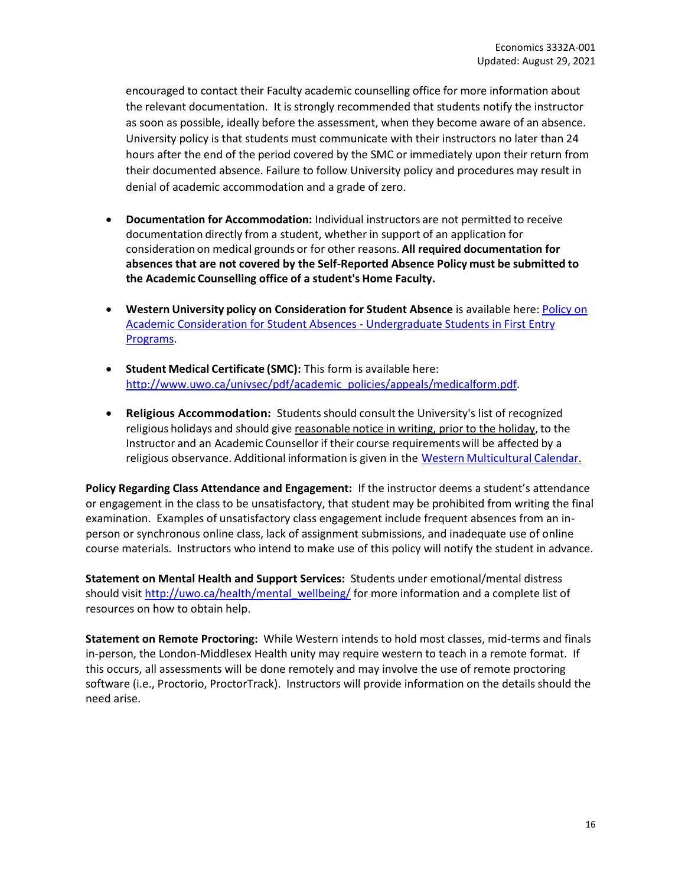encouraged to contact their Faculty academic counselling office for more information about the relevant documentation. It is strongly recommended that students notify the instructor as soon as possible, ideally before the assessment, when they become aware of an absence. University policy is that students must communicate with their instructors no later than 24 hours after the end of the period covered by the SMC or immediately upon their return from their documented absence. Failure to follow University policy and procedures may result in denial of academic accommodation and a grade of zero.

- **Documentation for Accommodation:** Individual instructors are not permitted to receive documentation directly from a student, whether in support of an application for consideration on medical grounds or for other reasons. **All required documentation for absences that are not covered by the Self-Reported Absence Policy must be submitted to the Academic Counselling office of a student's Home Faculty.**

- **Western University policy on Consideration for Student Absence** is available here: [Policy on Academic Consideration for Student Absences - Undergraduate Students in First Entry Programs](#).

- **Student Medical Certificate (SMC):** This form is available here: [http://www.uwo.ca/univsec/pdf/academic_policies/appeals/medicalform.pdf](http://www.uwo.ca/univsec/pdf/academic_policies/appeals/medicalform.pdf).

- **Religious Accommodation:** Students should consult the University's list of recognized religious holidays and should give reasonable notice in writing, prior to the holiday, to the Instructor and an Academic Counsellor if their course requirements will be affected by a religious observance. Additional information is given in the [Western Multicultural Calendar.](#)

**Policy Regarding Class Attendance and Engagement:** If the instructor deems a student's attendance or engagement in the class to be unsatisfactory, that student may be prohibited from writing the final examination. Examples of unsatisfactory class engagement include frequent absences from an in-person or synchronous online class, lack of assignment submissions, and inadequate use of online course materials. Instructors who intend to make use of this policy will notify the student in advance.

**Statement on Mental Health and Support Services:** Students under emotional/mental distress should visit [http://uwo.ca/health/mental_wellbeing/](http://uwo.ca/health/mental_wellbeing/) for more information and a complete list of resources on how to obtain help.

**Statement on Remote Proctoring:** While Western intends to hold most classes, mid-terms and finals in-person, the London-Middlesex Health unity may require western to teach in a remote format. If this occurs, all assessments will be done remotely and may involve the use of remote proctoring software (i.e., Proctorio, ProctorTrack). Instructors will provide information on the details should the need arise.